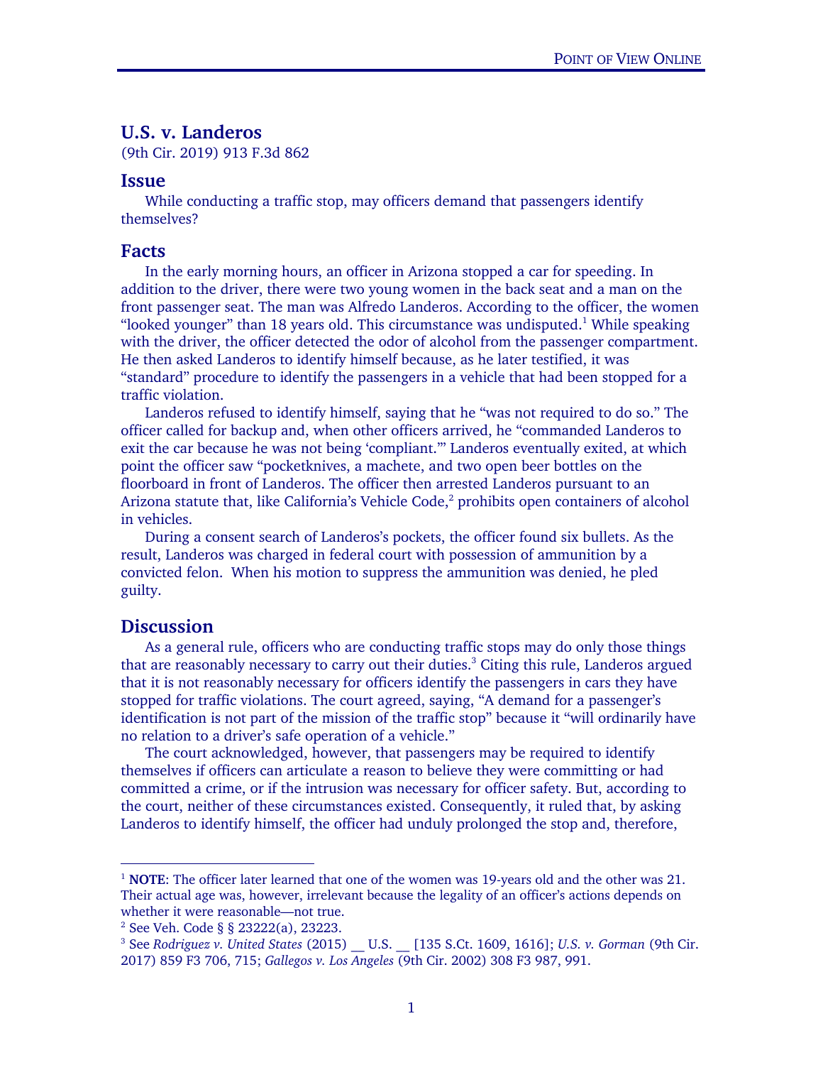## U.S. v. Landeros

(9th Cir. 2019) 913 F.3d 862

### Issue

While conducting a traffic stop, may officers demand that passengers identify themselves?

### Facts

In the early morning hours, an officer in Arizona stopped a car for speeding. In addition to the driver, there were two young women in the back seat and a man on the front passenger seat. The man was Alfredo Landeros. According to the officer, the women "looked younger" than 18 years old. This circumstance was undisputed.[1] While speaking with the driver, the officer detected the odor of alcohol from the passenger compartment. He then asked Landeros to identify himself because, as he later testified, it was "standard" procedure to identify the passengers in a vehicle that had been stopped for a traffic violation.

Landeros refused to identify himself, saying that he "was not required to do so." The officer called for backup and, when other officers arrived, he "commanded Landeros to exit the car because he was not being 'compliant.'" Landeros eventually exited, at which point the officer saw "pocketknives, a machete, and two open beer bottles on the floorboard in front of Landeros. The officer then arrested Landeros pursuant to an Arizona statute that, like California's Vehicle Code,[2] prohibits open containers of alcohol in vehicles.

During a consent search of Landeros's pockets, the officer found six bullets. As the result, Landeros was charged in federal court with possession of ammunition by a convicted felon. When his motion to suppress the ammunition was denied, he pled guilty.

### Discussion

As a general rule, officers who are conducting traffic stops may do only those things that are reasonably necessary to carry out their duties.[3] Citing this rule, Landeros argued that it is not reasonably necessary for officers identify the passengers in cars they have stopped for traffic violations. The court agreed, saying, "A demand for a passenger's identification is not part of the mission of the traffic stop" because it "will ordinarily have no relation to a driver's safe operation of a vehicle."

The court acknowledged, however, that passengers may be required to identify themselves if officers can articulate a reason to believe they were committing or had committed a crime, or if the intrusion was necessary for officer safety. But, according to the court, neither of these circumstances existed. Consequently, it ruled that, by asking Landeros to identify himself, the officer had unduly prolonged the stop and, therefore,

---

[1] **NOTE**: The officer later learned that one of the women was 19-years old and the other was 21. Their actual age was, however, irrelevant because the legality of an officer's actions depends on whether it were reasonable—not true.

[2] See Veh. Code § § 23222(a), 23223.

[3] See *Rodriguez v. United States* (2015) __ U.S. __ [135 S.Ct. 1609, 1616]; *U.S. v. Gorman* (9th Cir. 2017) 859 F3 706, 715; *Gallegos v. Los Angeles* (9th Cir. 2002) 308 F3 987, 991.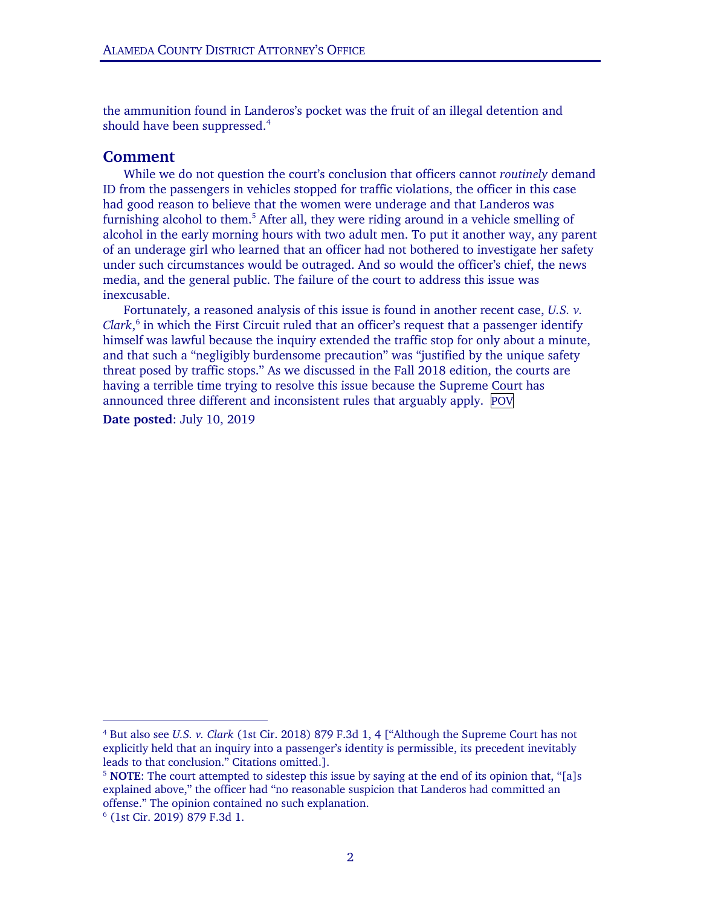the ammunition found in Landeros's pocket was the fruit of an illegal detention and should have been suppressed.[4]

## Comment

While we do not question the court's conclusion that officers cannot *routinely* demand ID from the passengers in vehicles stopped for traffic violations, the officer in this case had good reason to believe that the women were underage and that Landeros was furnishing alcohol to them.[5] After all, they were riding around in a vehicle smelling of alcohol in the early morning hours with two adult men. To put it another way, any parent of an underage girl who learned that an officer had not bothered to investigate her safety under such circumstances would be outraged. And so would the officer's chief, the news media, and the general public. The failure of the court to address this issue was inexcusable.

Fortunately, a reasoned analysis of this issue is found in another recent case, *U.S. v. Clark*,[6] in which the First Circuit ruled that an officer's request that a passenger identify himself was lawful because the inquiry extended the traffic stop for only about a minute, and that such a "negligibly burdensome precaution" was "justified by the unique safety threat posed by traffic stops." As we discussed in the Fall 2018 edition, the courts are having a terrible time trying to resolve this issue because the Supreme Court has announced three different and inconsistent rules that arguably apply. POV

**Date posted**: July 10, 2019

---

[4] But also see *U.S. v. Clark* (1st Cir. 2018) 879 F.3d 1, 4 ["Although the Supreme Court has not explicitly held that an inquiry into a passenger's identity is permissible, its precedent inevitably leads to that conclusion." Citations omitted.].

[5] **NOTE**: The court attempted to sidestep this issue by saying at the end of its opinion that, "[a]s explained above," the officer had "no reasonable suspicion that Landeros had committed an offense." The opinion contained no such explanation.

[6] (1st Cir. 2019) 879 F.3d 1.